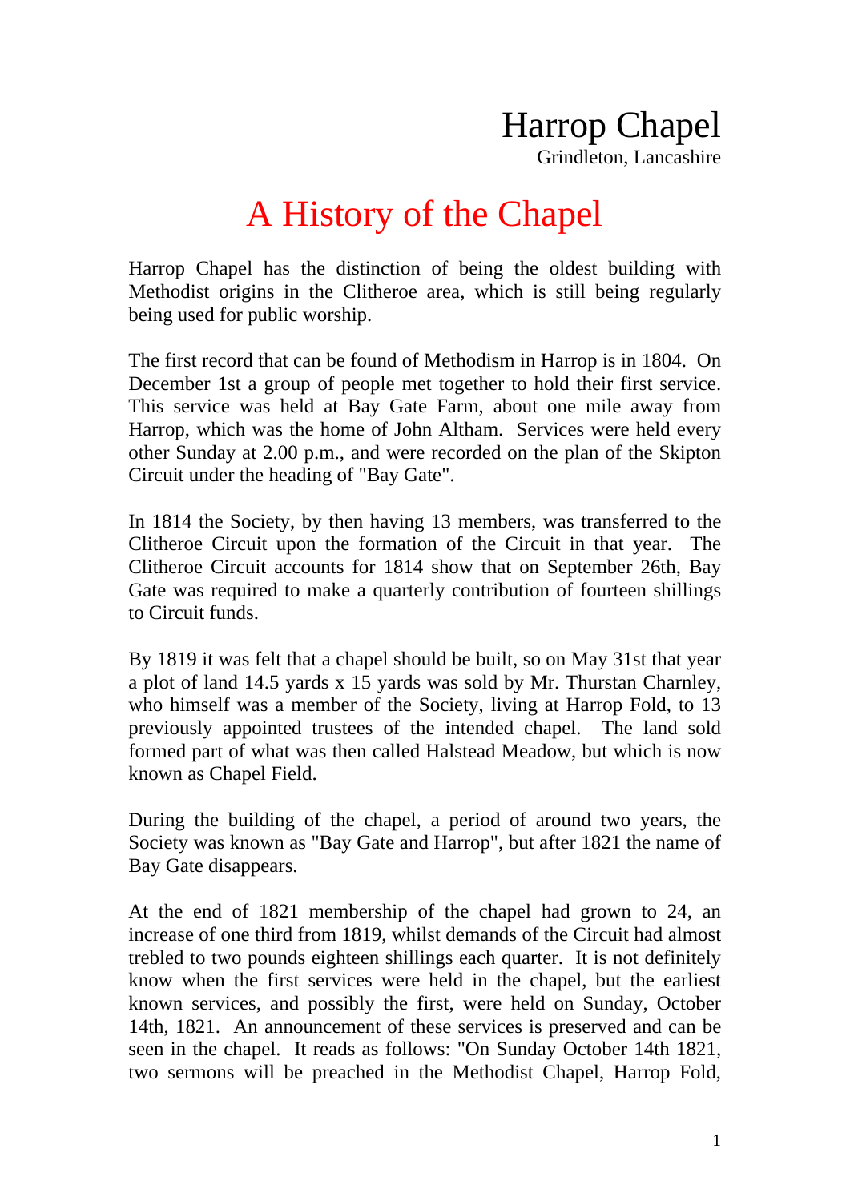# Harrop Chapel

Grindleton, Lancashire

## A History of the Chapel

Harrop Chapel has the distinction of being the oldest building with Methodist origins in the Clitheroe area, which is still being regularly being used for public worship.

The first record that can be found of Methodism in Harrop is in 1804. On December 1st a group of people met together to hold their first service. This service was held at Bay Gate Farm, about one mile away from Harrop, which was the home of John Altham. Services were held every other Sunday at 2.00 p.m., and were recorded on the plan of the Skipton Circuit under the heading of "Bay Gate".

In 1814 the Society, by then having 13 members, was transferred to the Clitheroe Circuit upon the formation of the Circuit in that year. The Clitheroe Circuit accounts for 1814 show that on September 26th, Bay Gate was required to make a quarterly contribution of fourteen shillings to Circuit funds.

By 1819 it was felt that a chapel should be built, so on May 31st that year a plot of land 14.5 yards x 15 yards was sold by Mr. Thurstan Charnley, who himself was a member of the Society, living at Harrop Fold, to 13 previously appointed trustees of the intended chapel. The land sold formed part of what was then called Halstead Meadow, but which is now known as Chapel Field.

During the building of the chapel, a period of around two years, the Society was known as "Bay Gate and Harrop", but after 1821 the name of Bay Gate disappears.

At the end of 1821 membership of the chapel had grown to 24, an increase of one third from 1819, whilst demands of the Circuit had almost trebled to two pounds eighteen shillings each quarter. It is not definitely know when the first services were held in the chapel, but the earliest known services, and possibly the first, were held on Sunday, October 14th, 1821. An announcement of these services is preserved and can be seen in the chapel. It reads as follows: "On Sunday October 14th 1821, two sermons will be preached in the Methodist Chapel, Harrop Fold,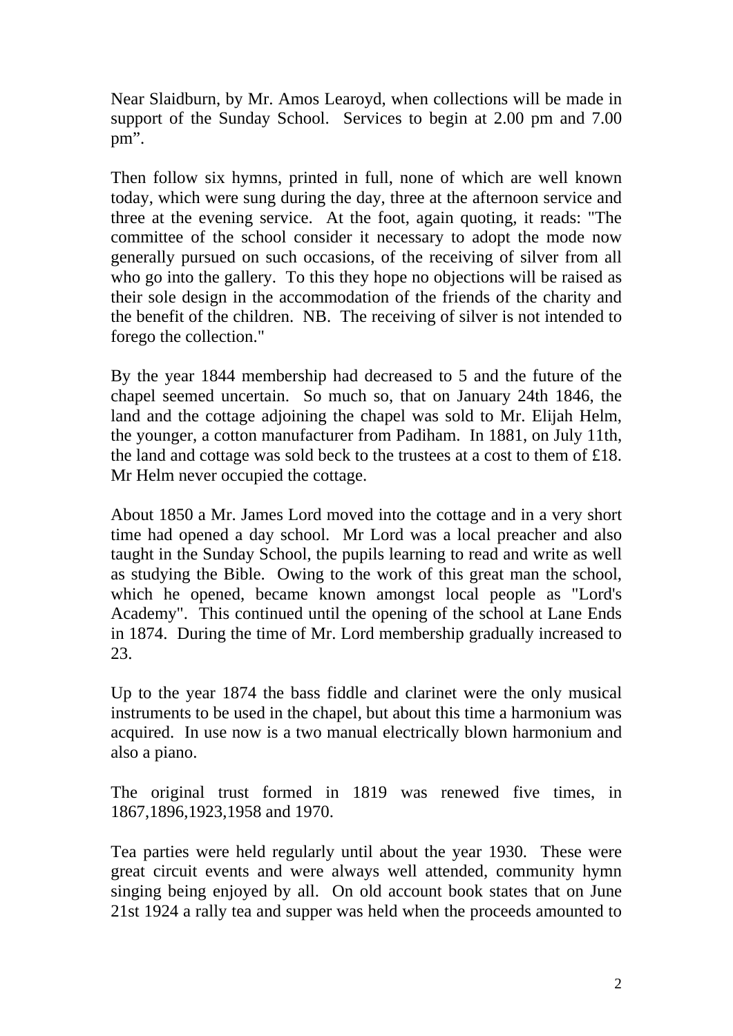Near Slaidburn, by Mr. Amos Learoyd, when collections will be made in support of the Sunday School. Services to begin at 2.00 pm and 7.00 pm”.

Then follow six hymns, printed in full, none of which are well known today, which were sung during the day, three at the afternoon service and three at the evening service. At the foot, again quoting, it reads: "The committee of the school consider it necessary to adopt the mode now generally pursued on such occasions, of the receiving of silver from all who go into the gallery. To this they hope no objections will be raised as their sole design in the accommodation of the friends of the charity and the benefit of the children. NB. The receiving of silver is not intended to forego the collection."

By the year 1844 membership had decreased to 5 and the future of the chapel seemed uncertain. So much so, that on January 24th 1846, the land and the cottage adjoining the chapel was sold to Mr. Elijah Helm, the younger, a cotton manufacturer from Padiham. In 1881, on July 11th, the land and cottage was sold beck to the trustees at a cost to them of £18. Mr Helm never occupied the cottage.

About 1850 a Mr. James Lord moved into the cottage and in a very short time had opened a day school. Mr Lord was a local preacher and also taught in the Sunday School, the pupils learning to read and write as well as studying the Bible. Owing to the work of this great man the school, which he opened, became known amongst local people as "Lord's Academy". This continued until the opening of the school at Lane Ends in 1874. During the time of Mr. Lord membership gradually increased to 23.

Up to the year 1874 the bass fiddle and clarinet were the only musical instruments to be used in the chapel, but about this time a harmonium was acquired. In use now is a two manual electrically blown harmonium and also a piano.

The original trust formed in 1819 was renewed five times, in 1867,1896,1923,1958 and 1970.

Tea parties were held regularly until about the year 1930. These were great circuit events and were always well attended, community hymn singing being enjoyed by all. On old account book states that on June 21st 1924 a rally tea and supper was held when the proceeds amounted to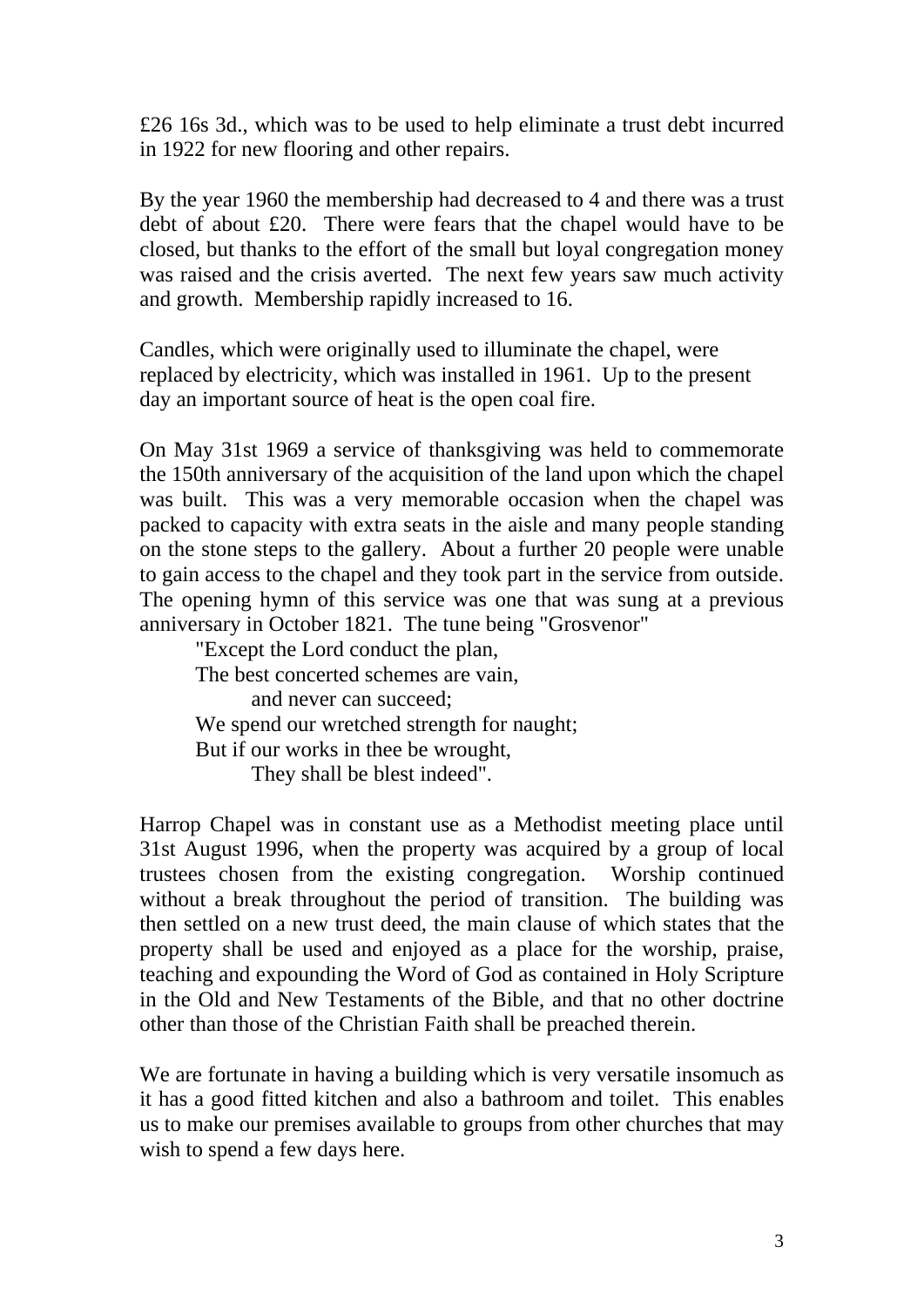£26 16s 3d., which was to be used to help eliminate a trust debt incurred in 1922 for new flooring and other repairs.

By the year 1960 the membership had decreased to 4 and there was a trust debt of about £20. There were fears that the chapel would have to be closed, but thanks to the effort of the small but loyal congregation money was raised and the crisis averted. The next few years saw much activity and growth. Membership rapidly increased to 16.

Candles, which were originally used to illuminate the chapel, were replaced by electricity, which was installed in 1961. Up to the present day an important source of heat is the open coal fire.

On May 31st 1969 a service of thanksgiving was held to commemorate the 150th anniversary of the acquisition of the land upon which the chapel was built. This was a very memorable occasion when the chapel was packed to capacity with extra seats in the aisle and many people standing on the stone steps to the gallery. About a further 20 people were unable to gain access to the chapel and they took part in the service from outside. The opening hymn of this service was one that was sung at a previous anniversary in October 1821. The tune being "Grosvenor"

> "Except the Lord conduct the plan,
> The best concerted schemes are vain,
> &nbsp;&nbsp;&nbsp;&nbsp;and never can succeed;
> We spend our wretched strength for naught;
> But if our works in thee be wrought,
> &nbsp;&nbsp;&nbsp;&nbsp;They shall be blest indeed".

Harrop Chapel was in constant use as a Methodist meeting place until 31st August 1996, when the property was acquired by a group of local trustees chosen from the existing congregation. Worship continued without a break throughout the period of transition. The building was then settled on a new trust deed, the main clause of which states that the property shall be used and enjoyed as a place for the worship, praise, teaching and expounding the Word of God as contained in Holy Scripture in the Old and New Testaments of the Bible, and that no other doctrine other than those of the Christian Faith shall be preached therein.

We are fortunate in having a building which is very versatile insomuch as it has a good fitted kitchen and also a bathroom and toilet. This enables us to make our premises available to groups from other churches that may wish to spend a few days here.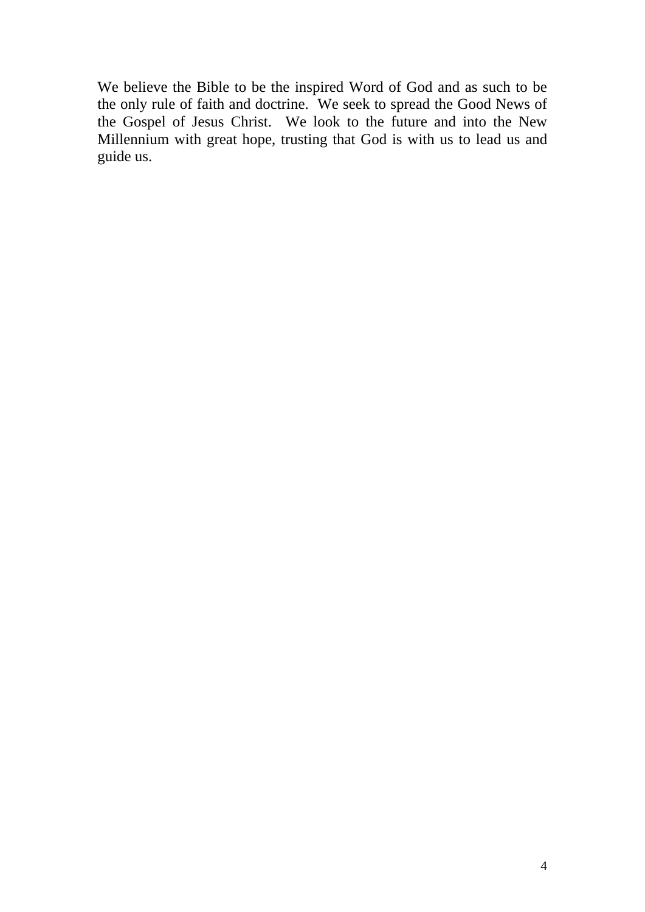We believe the Bible to be the inspired Word of God and as such to be the only rule of faith and doctrine. We seek to spread the Good News of the Gospel of Jesus Christ. We look to the future and into the New Millennium with great hope, trusting that God is with us to lead us and guide us.